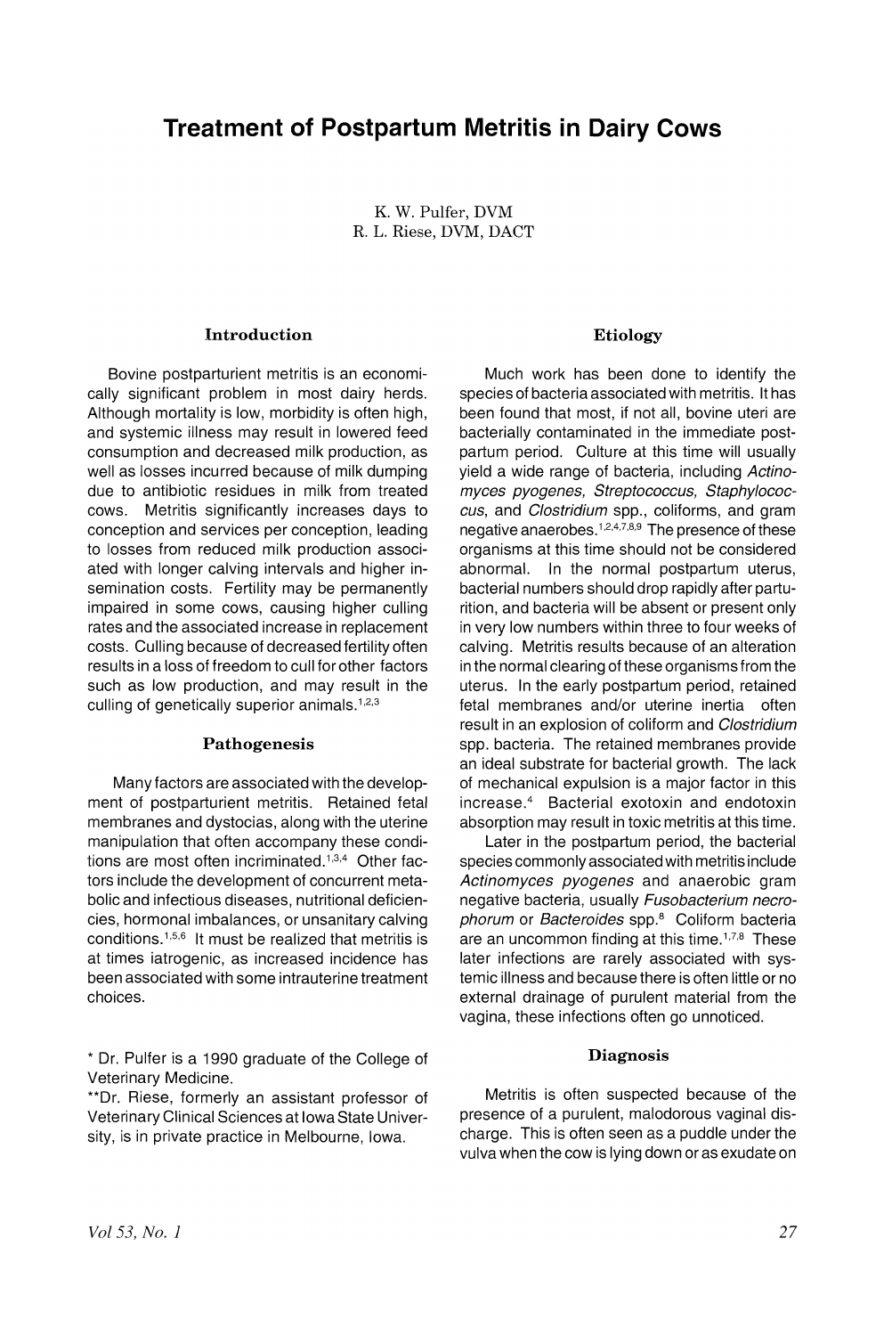# Treatment of Postpartum Metritis in Dairy Cows

K. W. Pulfer, DVM
R. L. Riese, DVM, DACT

## Introduction

Bovine postparturient metritis is an economically significant problem in most dairy herds. Although mortality is low, morbidity is often high, and systemic illness may result in lowered feed consumption and decreased milk production, as well as losses incurred because of milk dumping due to antibiotic residues in milk from treated cows. Metritis significantly increases days to conception and services per conception, leading to losses from reduced milk production associated with longer calving intervals and higher insemination costs. Fertility may be permanently impaired in some cows, causing higher culling rates and the associated increase in replacement costs. Culling because of decreased fertility often results in a loss of freedom to cull for other factors such as low production, and may result in the culling of genetically superior animals.[1,2,3]

## Pathogenesis

Many factors are associated with the development of postparturient metritis. Retained fetal membranes and dystocias, along with the uterine manipulation that often accompany these conditions are most often incriminated.[1,3,4] Other factors include the development of concurrent metabolic and infectious diseases, nutritional deficiencies, hormonal imbalances, or unsanitary calving conditions.[1,5,6] It must be realized that metritis is at times iatrogenic, as increased incidence has been associated with some intrauterine treatment choices.

\* Dr. Pulfer is a 1990 graduate of the College of Veterinary Medicine.

\*\*Dr. Riese, formerly an assistant professor of Veterinary Clinical Sciences at Iowa State University, is in private practice in Melbourne, Iowa.

## Etiology

Much work has been done to identify the species of bacteria associated with metritis. It has been found that most, if not all, bovine uteri are bacterially contaminated in the immediate postpartum period. Culture at this time will usually yield a wide range of bacteria, including *Actinomyces pyogenes, Streptococcus, Staphylococcus*, and *Clostridium* spp., coliforms, and gram negative anaerobes.[1,2,4,7,8,9] The presence of these organisms at this time should not be considered abnormal. In the normal postpartum uterus, bacterial numbers should drop rapidly after parturition, and bacteria will be absent or present only in very low numbers within three to four weeks of calving. Metritis results because of an alteration in the normal clearing of these organisms from the uterus. In the early postpartum period, retained fetal membranes and/or uterine inertia often result in an explosion of coliform and *Clostridium* spp. bacteria. The retained membranes provide an ideal substrate for bacterial growth. The lack of mechanical expulsion is a major factor in this increase.[4] Bacterial exotoxin and endotoxin absorption may result in toxic metritis at this time.

Later in the postpartum period, the bacterial species commonly associated with metritis include *Actinomyces pyogenes* and anaerobic gram negative bacteria, usually *Fusobacterium necrophorum* or *Bacteroides* spp.[8] Coliform bacteria are an uncommon finding at this time.[1,7,8] These later infections are rarely associated with systemic illness and because there is often little or no external drainage of purulent material from the vagina, these infections often go unnoticed.

## Diagnosis

Metritis is often suspected because of the presence of a purulent, malodorous vaginal discharge. This is often seen as a puddle under the vulva when the cow is lying down or as exudate on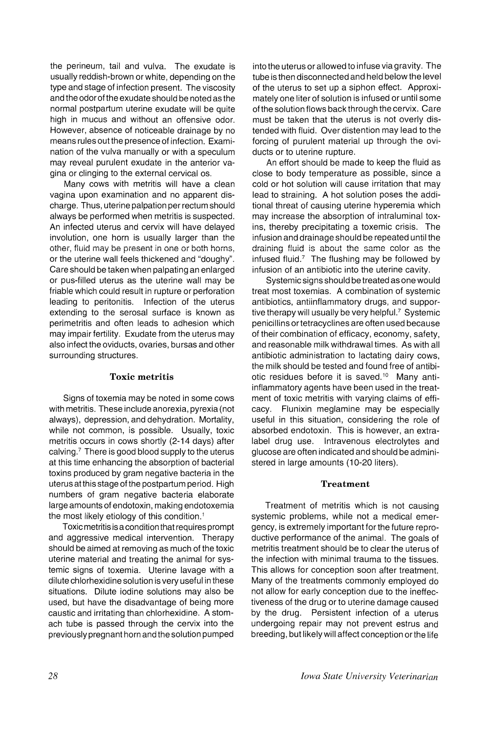the perineum, tail and vulva. The exudate is usually reddish-brown or white, depending on the type and stage of infection present. The viscosity and the odor of the exudate should be noted as the normal postpartum uterine exudate will be quite high in mucus and without an offensive odor. However, absence of noticeable drainage by no means rules out the presence of infection. Examination of the vulva manually or with a speculum may reveal purulent exudate in the anterior vagina or clinging to the external cervical os.

Many cows with metritis will have a clean vagina upon examination and no apparent discharge. Thus, uterine palpation per rectum should always be performed when metritis is suspected. An infected uterus and cervix will have delayed involution, one horn is usually larger than the other, fluid may be present in one or both horns, or the uterine wall feels thickened and "doughy". Care should be taken when palpating an enlarged or pus-filled uterus as the uterine wall may be friable which could result in rupture or perforation leading to peritonitis. Infection of the uterus extending to the serosal surface is known as perimetritis and often leads to adhesion which may impair fertility. Exudate from the uterus may also infect the oviducts, ovaries, bursas and other surrounding structures.

### Toxic metritis

Signs of toxemia may be noted in some cows with metritis. These include anorexia, pyrexia (not always), depression, and dehydration. Mortality, while not common, is possible. Usually, toxic metritis occurs in cows shortly (2-14 days) after calving.[7] There is good blood supply to the uterus at this time enhancing the absorption of bacterial toxins produced by gram negative bacteria in the uterus at this stage of the postpartum period. High numbers of gram negative bacteria elaborate large amounts of endotoxin, making endotoxemia the most likely etiology of this condition.[1]

Toxic metritis is a condition that requires prompt and aggressive medical intervention. Therapy should be aimed at removing as much of the toxic uterine material and treating the animal for systemic signs of toxemia. Uterine lavage with a dilute chlorhexidine solution is very useful in these situations. Dilute iodine solutions may also be used, but have the disadvantage of being more caustic and irritating than chlorhexidine. A stomach tube is passed through the cervix into the previously pregnant horn and the solution pumped into the uterus or allowed to infuse via gravity. The tube is then disconnected and held below the level of the uterus to set up a siphon effect. Approximately one liter of solution is infused or until some of the solution flows back through the cervix. Care must be taken that the uterus is not overly distended with fluid. Over distention may lead to the forcing of purulent material up through the oviducts or to uterine rupture.

An effort should be made to keep the fluid as close to body temperature as possible, since a cold or hot solution will cause irritation that may lead to straining. A hot solution poses the additional threat of causing uterine hyperemia which may increase the absorption of intraluminal toxins, thereby precipitating a toxemic crisis. The infusion and drainage should be repeated until the draining fluid is about the same color as the infused fluid.[7] The flushing may be followed by infusion of an antibiotic into the uterine cavity.

Systemic signs should be treated as one would treat most toxemias. A combination of systemic antibiotics, antiinflammatory drugs, and supportive therapy will usually be very helpful.[7] Systemic penicillins or tetracyclines are often used because of their combination of efficacy, economy, safety, and reasonable milk withdrawal times. As with all antibiotic administration to lactating dairy cows, the milk should be tested and found free of antibiotic residues before it is saved.[10] Many anti-inflammatory agents have been used in the treatment of toxic metritis with varying claims of efficacy. Flunixin meglamine may be especially useful in this situation, considering the role of absorbed endotoxin. This is however, an extra-label drug use. Intravenous electrolytes and glucose are often indicated and should be administered in large amounts (10-20 liters).

### Treatment

Treatment of metritis which is not causing systemic problems, while not a medical emergency, is extremely important for the future reproductive performance of the animal. The goals of metritis treatment should be to clear the uterus of the infection with minimal trauma to the tissues. This allows for conception soon after treatment. Many of the treatments commonly employed do not allow for early conception due to the ineffectiveness of the drug or to uterine damage caused by the drug. Persistent infection of a uterus undergoing repair may not prevent estrus and breeding, but likely will affect conception or the life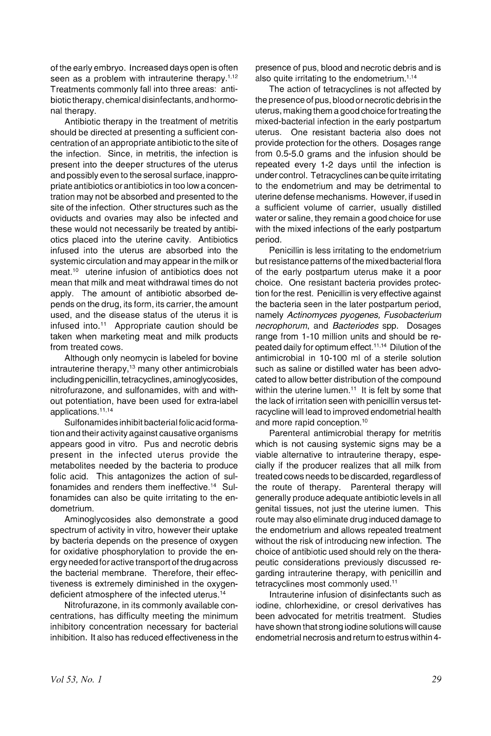of the early embryo. Increased days open is often seen as a problem with intrauterine therapy.[1,12] Treatments commonly fall into three areas: antibiotic therapy, chemical disinfectants, and hormonal therapy.

Antibiotic therapy in the treatment of metritis should be directed at presenting a sufficient concentration of an appropriate antibiotic to the site of the infection. Since, in metritis, the infection is present into the deeper structures of the uterus and possibly even to the serosal surface, inappropriate antibiotics or antibiotics in too low a concentration may not be absorbed and presented to the site of the infection. Other structures such as the oviducts and ovaries may also be infected and these would not necessarily be treated by antibiotics placed into the uterine cavity. Antibiotics infused into the uterus are absorbed into the systemic circulation and may appear in the milk or meat.[10] uterine infusion of antibiotics does not mean that milk and meat withdrawal times do not apply. The amount of antibiotic absorbed depends on the drug, its form, its carrier, the amount used, and the disease status of the uterus it is infused into.[11] Appropriate caution should be taken when marketing meat and milk products from treated cows.

Although only neomycin is labeled for bovine intrauterine therapy,[13] many other antimicrobials including penicillin, tetracyclines, aminoglycosides, nitrofurazone, and sulfonamides, with and without potentiation, have been used for extra-label applications.[11,14]

Sulfonamides inhibit bacterial folic acid formation and their activity against causative organisms appears good in vitro. Pus and necrotic debris present in the infected uterus provide the metabolites needed by the bacteria to produce folic acid. This antagonizes the action of sulfonamides and renders them ineffective.[14] Sulfonamides can also be quite irritating to the endometrium.

Aminoglycosides also demonstrate a good spectrum of activity in vitro, however their uptake by bacteria depends on the presence of oxygen for oxidative phosphorylation to provide the energy needed for active transport of the drug across the bacterial membrane. Therefore, their effectiveness is extremely diminished in the oxygen-deficient atmosphere of the infected uterus.[14]

Nitrofurazone, in its commonly available concentrations, has difficulty meeting the minimum inhibitory concentration necessary for bacterial inhibition. It also has reduced effectiveness in the presence of pus, blood and necrotic debris and is also quite irritating to the endometrium.[1,14]

The action of tetracyclines is not affected by the presence of pus, blood or necrotic debris in the uterus, making them a good choice for treating the mixed-bacterial infection in the early postpartum uterus. One resistant bacteria also does not provide protection for the others. Dosages range from 0.5-5.0 grams and the infusion should be repeated every 1-2 days until the infection is under control. Tetracyclines can be quite irritating to the endometrium and may be detrimental to uterine defense mechanisms. However, if used in a sufficient volume of carrier, usually distilled water or saline, they remain a good choice for use with the mixed infections of the early postpartum period.

Penicillin is less irritating to the endometrium but resistance patterns of the mixed bacterial flora of the early postpartum uterus make it a poor choice. One resistant bacteria provides protection for the rest. Penicillin is very effective against the bacteria seen in the later postpartum period, namely *Actinomyces pyogenes, Fusobacterium necrophorum*, and *Bacteriodes* spp. Dosages range from 1-10 million units and should be repeated daily for optimum effect.[11,14] Dilution of the antimicrobial in 10-100 ml of a sterile solution such as saline or distilled water has been advocated to allow better distribution of the compound within the uterine lumen.[11] It is felt by some that the lack of irritation seen with penicillin versus tetracycline will lead to improved endometrial health and more rapid conception.[10]

Parenteral antimicrobial therapy for metritis which is not causing systemic signs may be a viable alternative to intrauterine therapy, especially if the producer realizes that all milk from treated cows needs to be discarded, regardless of the route of therapy. Parenteral therapy will generally produce adequate antibiotic levels in all genital tissues, not just the uterine lumen. This route may also eliminate drug induced damage to the endometrium and allows repeated treatment without the risk of introducing new infection. The choice of antibiotic used should rely on the therapeutic considerations previously discussed regarding intrauterine therapy, with penicillin and tetracyclines most commonly used.[11]

Intrauterine infusion of disinfectants such as iodine, chlorhexidine, or cresol derivatives has been advocated for metritis treatment. Studies have shown that strong iodine solutions will cause endometrial necrosis and return to estrus within 4-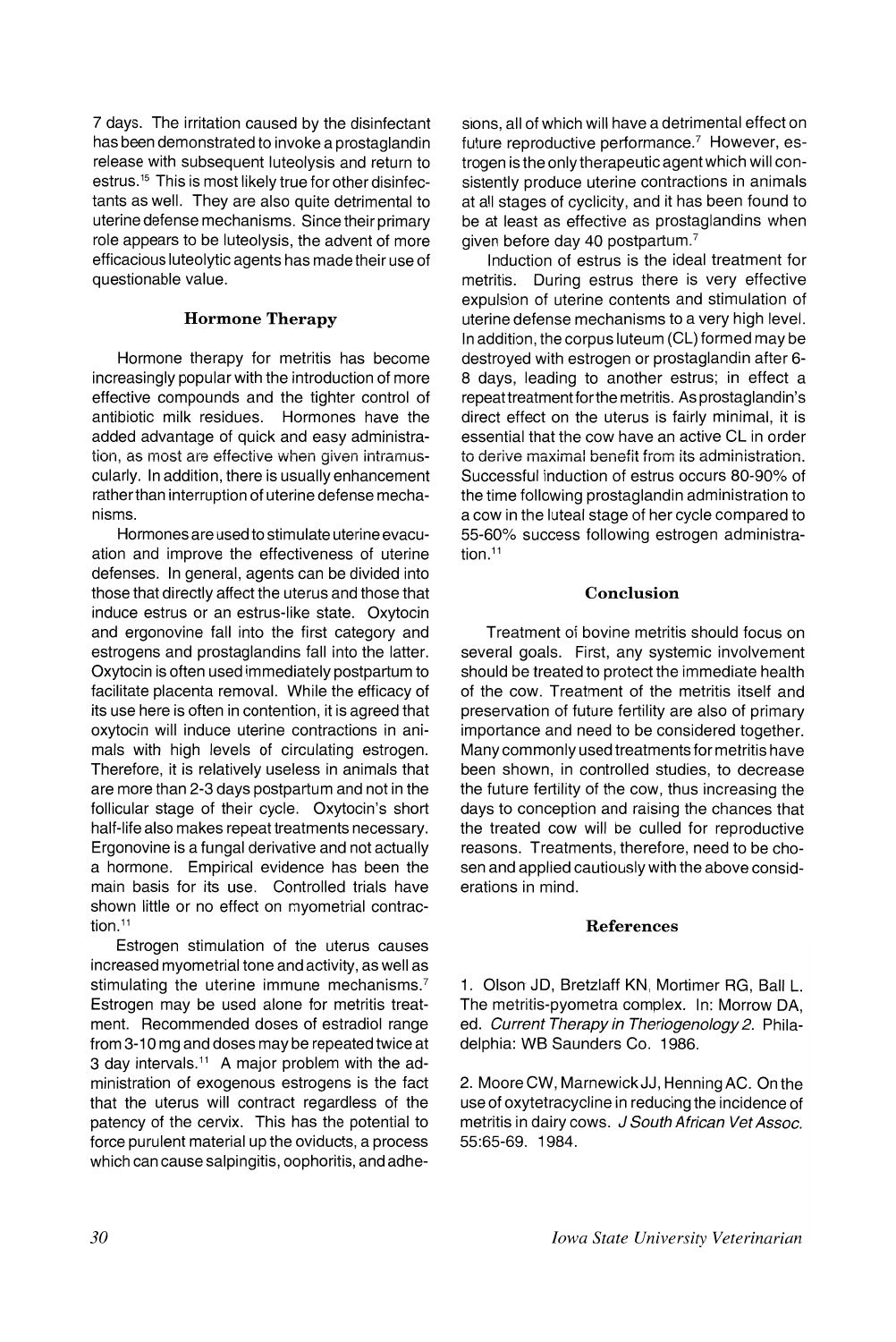7 days. The irritation caused by the disinfectant has been demonstrated to invoke a prostaglandin release with subsequent luteolysis and return to estrus.[15] This is most likely true for other disinfectants as well. They are also quite detrimental to uterine defense mechanisms. Since their primary role appears to be luteolysis, the advent of more efficacious luteolytic agents has made their use of questionable value.

### Hormone Therapy

Hormone therapy for metritis has become increasingly popular with the introduction of more effective compounds and the tighter control of antibiotic milk residues. Hormones have the added advantage of quick and easy administration, as most are effective when given intramuscularly. In addition, there is usually enhancement rather than interruption of uterine defense mechanisms.

Hormones are used to stimulate uterine evacuation and improve the effectiveness of uterine defenses. In general, agents can be divided into those that directly affect the uterus and those that induce estrus or an estrus-like state. Oxytocin and ergonovine fall into the first category and estrogens and prostaglandins fall into the latter. Oxytocin is often used immediately postpartum to facilitate placenta removal. While the efficacy of its use here is often in contention, it is agreed that oxytocin will induce uterine contractions in animals with high levels of circulating estrogen. Therefore, it is relatively useless in animals that are more than 2-3 days postpartum and not in the follicular stage of their cycle. Oxytocin's short half-life also makes repeat treatments necessary. Ergonovine is a fungal derivative and not actually a hormone. Empirical evidence has been the main basis for its use. Controlled trials have shown little or no effect on myometrial contraction.[11]

Estrogen stimulation of the uterus causes increased myometrial tone and activity, as well as stimulating the uterine immune mechanisms.[7] Estrogen may be used alone for metritis treatment. Recommended doses of estradiol range from 3-10 mg and doses may be repeated twice at 3 day intervals.[11] A major problem with the administration of exogenous estrogens is the fact that the uterus will contract regardless of the patency of the cervix. This has the potential to force purulent material up the oviducts, a process which can cause salpingitis, oophoritis, and adhesions, all of which will have a detrimental effect on future reproductive performance.[7] However, estrogen is the only therapeutic agent which will consistently produce uterine contractions in animals at all stages of cyclicity, and it has been found to be at least as effective as prostaglandins when given before day 40 postpartum.[7]

Induction of estrus is the ideal treatment for metritis. During estrus there is very effective expulsion of uterine contents and stimulation of uterine defense mechanisms to a very high level. In addition, the corpus luteum (CL) formed may be destroyed with estrogen or prostaglandin after 6-8 days, leading to another estrus; in effect a repeat treatment for the metritis. As prostaglandin's direct effect on the uterus is fairly minimal, it is essential that the cow have an active CL in order to derive maximal benefit from its administration. Successful induction of estrus occurs 80-90% of the time following prostaglandin administration to a cow in the luteal stage of her cycle compared to 55-60% success following estrogen administration.[11]

### Conclusion

Treatment of bovine metritis should focus on several goals. First, any systemic involvement should be treated to protect the immediate health of the cow. Treatment of the metritis itself and preservation of future fertility are also of primary importance and need to be considered together. Many commonly used treatments for metritis have been shown, in controlled studies, to decrease the future fertility of the cow, thus increasing the days to conception and raising the chances that the treated cow will be culled for reproductive reasons. Treatments, therefore, need to be chosen and applied cautiously with the above considerations in mind.

### References

1. Olson JD, Bretzlaff KN, Mortimer RG, Ball L. The metritis-pyometra complex. In: Morrow DA, ed. *Current Therapy in Theriogenology 2*. Philadelphia: WB Saunders Co. 1986.

2. Moore CW, Marnewick JJ, Henning AC. On the use of oxytetracycline in reducing the incidence of metritis in dairy cows. *J South African Vet Assoc.* 55:65-69. 1984.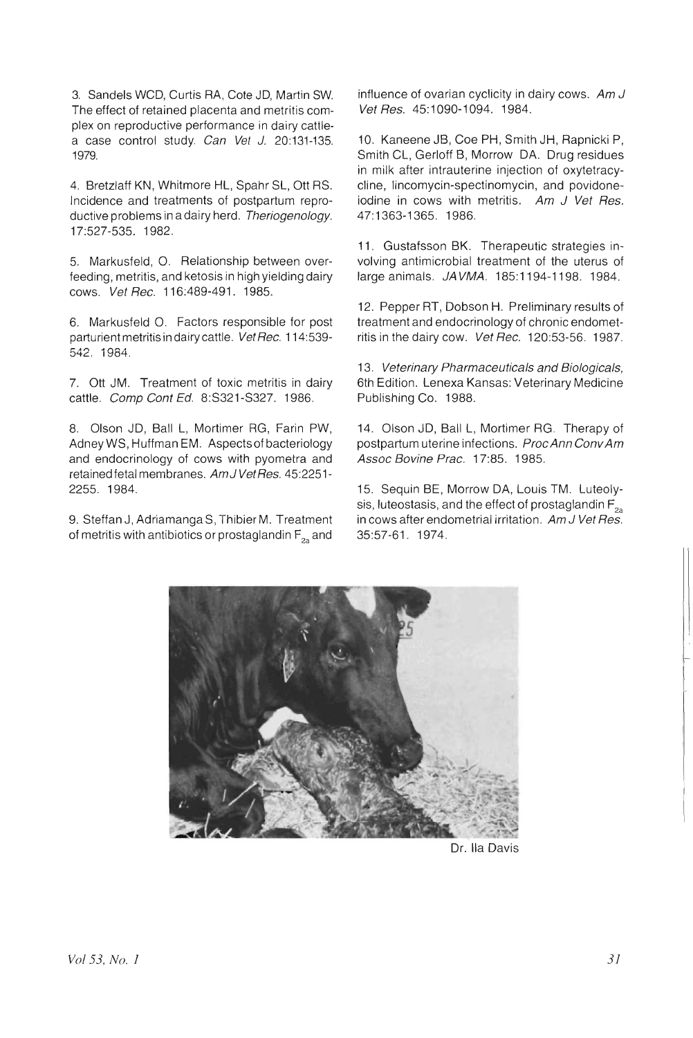3. Sandels WCD, Curtis RA, Cote JD, Martin SW. The effect of retained placenta and metritis complex on reproductive performance in dairy cattle-a case control study. *Can Vet J.* 20:131-135. 1979.

4. Bretzlaff KN, Whitmore HL, Spahr SL, Ott RS. Incidence and treatments of postpartum reproductive problems in a dairy herd. *Theriogenology.* 17:527-535. 1982.

5. Markusfeld, O. Relationship between overfeeding, metritis, and ketosis in high yielding dairy cows. *Vet Rec.* 116:489-491. 1985.

6. Markusfeld O. Factors responsible for post parturient metritis in dairy cattle. *Vet Rec.* 114:539-542. 1984.

7. Ott JM. Treatment of toxic metritis in dairy cattle. *Comp Cont Ed.* 8:S321-S327. 1986.

8. Olson JD, Ball L, Mortimer RG, Farin PW, Adney WS, Huffman EM. Aspects of bacteriology and endocrinology of cows with pyometra and retained fetal membranes. *Am J Vet Res.* 45:2251-2255. 1984.

9. Steffan J, Adriamanga S, Thibier M. Treatment of metritis with antibiotics or prostaglandin $F_{2a}$ and influence of ovarian cyclicity in dairy cows. *Am J Vet Res.* 45:1090-1094. 1984.

10. Kaneene JB, Coe PH, Smith JH, Rapnicki P, Smith CL, Gerloff B, Morrow DA. Drug residues in milk after intrauterine injection of oxytetracycline, lincomycin-spectinomycin, and povidone-iodine in cows with metritis. *Am J Vet Res.* 47:1363-1365. 1986.

11. Gustafsson BK. Therapeutic strategies involving antimicrobial treatment of the uterus of large animals. *JAVMA.* 185:1194-1198. 1984.

12. Pepper RT, Dobson H. Preliminary results of treatment and endocrinology of chronic endometritis in the dairy cow. *Vet Rec.* 120:53-56. 1987.

13. *Veterinary Pharmaceuticals and Biologicals,* 6th Edition. Lenexa Kansas: Veterinary Medicine Publishing Co. 1988.

14. Olson JD, Ball L, Mortimer RG. Therapy of postpartum uterine infections. *Proc Ann Conv Am Assoc Bovine Prac.* 17:85. 1985.

15. Sequin BE, Morrow DA, Louis TM. Luteolysis, luteostasis, and the effect of prostaglandin $F_{2a}$ in cows after endometrial irritation. *Am J Vet Res.* 35:57-61. 1974.

Dr. Ila Davis